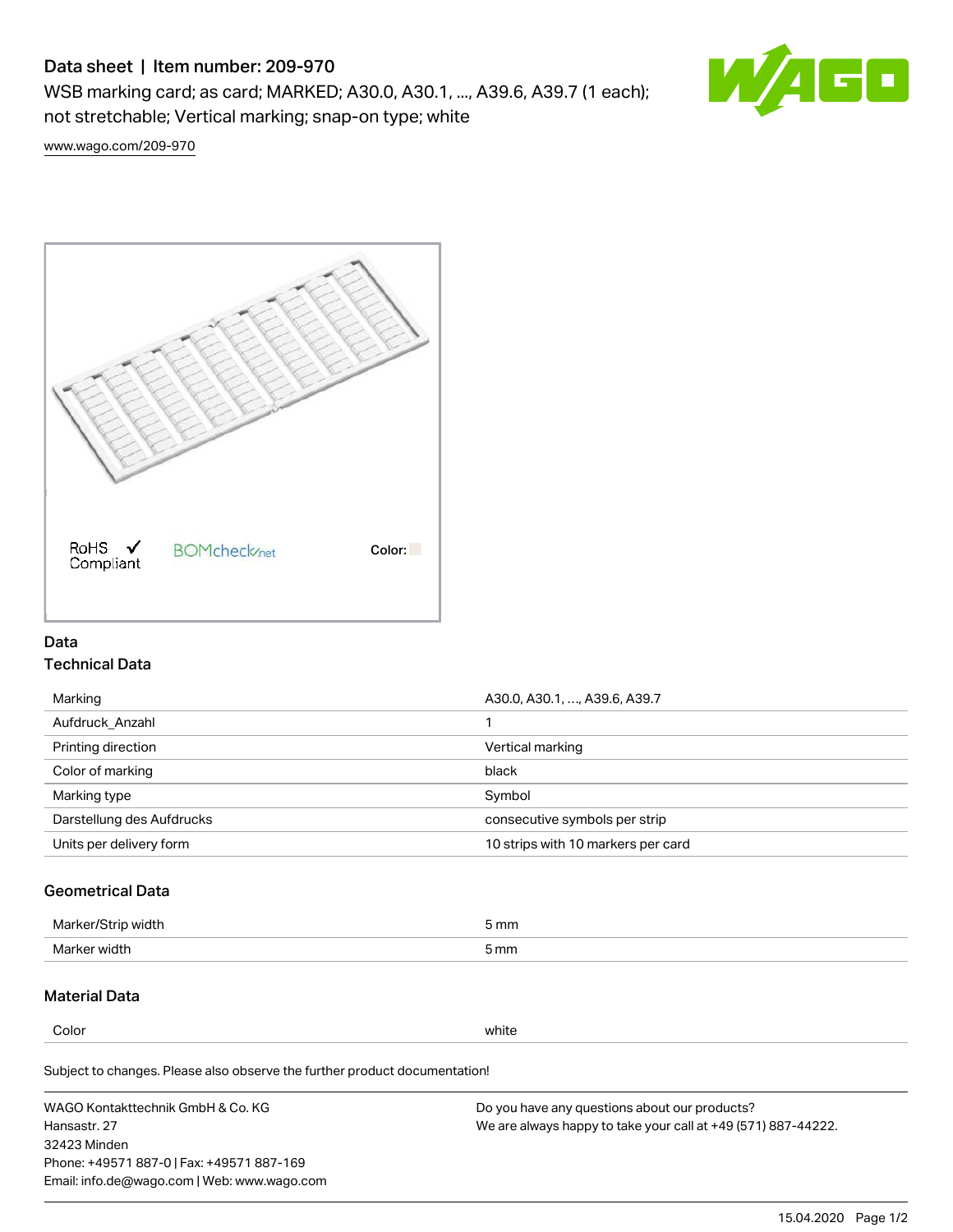# Data sheet | Item number: 209-970

WSB marking card; as card; MARKED; A30.0, A30.1, ..., A39.6, A39.7 (1 each); not stretchable; Vertical marking; snap-on type; white

www.wago.com/209-970

RoHS Compliant ✓ BOMcheck.net Color:

## Data

### Technical Data

| | |
|---|---|
| Marking | A30.0, A30.1, ..., A39.6, A39.7 |
| Aufdruck_Anzahl | 1 |
| Printing direction | Vertical marking |
| Color of marking | black |
| Marking type | Symbol |
| Darstellung des Aufdrucks | consecutive symbols per strip |
| Units per delivery form | 10 strips with 10 markers per card |

### Geometrical Data

| | |
|---|---|
| Marker/Strip width | 5 mm |
| Marker width | 5 mm |

### Material Data

| | |
|---|---|
| Color | white |

Subject to changes. Please also observe the further product documentation!

WAGO Kontakttechnik GmbH & Co. KG
Hansastr. 27
32423 Minden
Phone: +49571 887-0 | Fax: +49571 887-169
Email: info.de@wago.com | Web: www.wago.com

Do you have any questions about our products?
We are always happy to take your call at +49 (571) 887-44222.

15.04.2020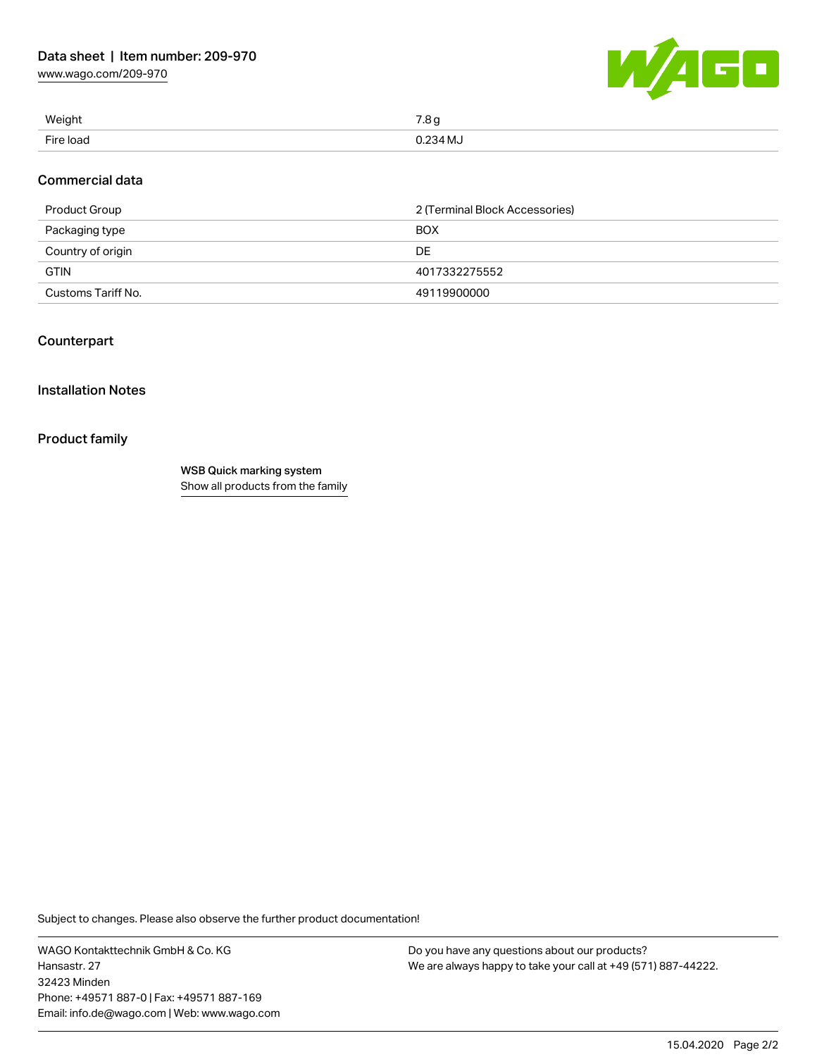| | |
|---|---|
| Weight | 7.8 g |
| Fire load | 0.234 MJ |

## Commercial data

| | |
|---|---|
| Product Group | 2 (Terminal Block Accessories) |
| Packaging type | BOX |
| Country of origin | DE |
| GTIN | 4017332275552 |
| Customs Tariff No. | 49119900000 |

## Counterpart

## Installation Notes

## Product family

**WSB Quick marking system**
Show all products from the family

Subject to changes. Please also observe the further product documentation!

WAGO Kontakttechnik GmbH & Co. KG
Hansastr. 27
32423 Minden
Phone: +49571 887-0 | Fax: +49571 887-169
Email: info.de@wago.com | Web: www.wago.com

Do you have any questions about our products?
We are always happy to take your call at +49 (571) 887-44222.

15.04.2020